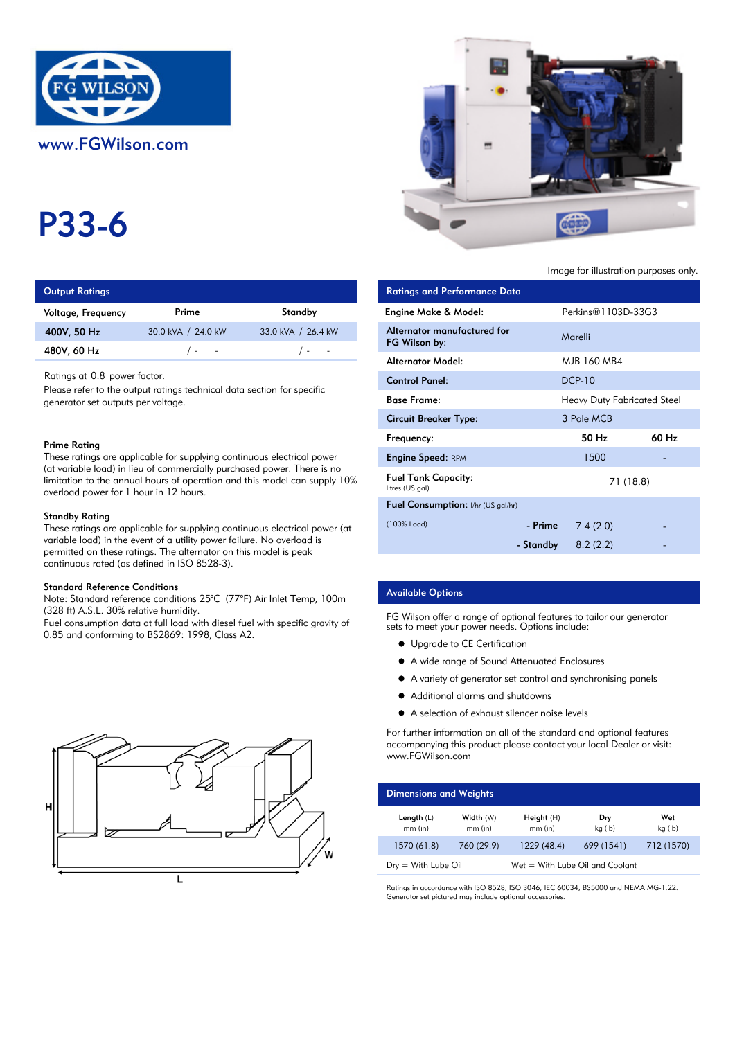FG WILSON

www.FGWilson.com

# P33-6

Image for illustration purposes only.

## Output Ratings

| Voltage, Frequency | Prime | Standby |
|---|---|---|
| 400V, 50 Hz | 30.0 kVA / 24.0 kW | 33.0 kVA / 26.4 kW |
| 480V, 60 Hz | / - - | / - - |

Ratings at 0.8 power factor.

Please refer to the output ratings technical data section for specific generator set outputs per voltage.

### Prime Rating

These ratings are applicable for supplying continuous electrical power (at variable load) in lieu of commercially purchased power. There is no limitation to the annual hours of operation and this model can supply 10% overload power for 1 hour in 12 hours.

### Standby Rating

These ratings are applicable for supplying continuous electrical power (at variable load) in the event of a utility power failure. No overload is permitted on these ratings. The alternator on this model is peak continuous rated (as defined in ISO 8528-3).

### Standard Reference Conditions

Note: Standard reference conditions 25°C (77°F) Air Inlet Temp, 100m (328 ft) A.S.L. 30% relative humidity.

Fuel consumption data at full load with diesel fuel with specific gravity of 0.85 and conforming to BS2869: 1998, Class A2.

## Ratings and Performance Data

| | | |
|---|---|---|
| Engine Make & Model: | Perkins®1103D-33G3 | |
| Alternator manufactured for FG Wilson by: | Marelli | |
| Alternator Model: | MJB 160 MB4 | |
| Control Panel: | DCP-10 | |
| Base Frame: | Heavy Duty Fabricated Steel | |
| Circuit Breaker Type: | 3 Pole MCB | |
| Frequency: | 50 Hz | 60 Hz |
| Engine Speed: RPM | 1500 | - |
| Fuel Tank Capacity: litres (US gal) | 71 (18.8) | |
| Fuel Consumption: l/hr (US gal/hr) | | |
| (100% Load) - Prime | 7.4 (2.0) | - |
| - Standby | 8.2 (2.2) | - |

## Available Options

FG Wilson offer a range of optional features to tailor our generator sets to meet your power needs. Options include:

- Upgrade to CE Certification
- A wide range of Sound Attenuated Enclosures
- A variety of generator set control and synchronising panels
- Additional alarms and shutdowns
- A selection of exhaust silencer noise levels

For further information on all of the standard and optional features accompanying this product please contact your local Dealer or visit: www.FGWilson.com

## Dimensions and Weights

| Length (L) mm (in) | Width (W) mm (in) | Height (H) mm (in) | Dry kg (lb) | Wet kg (lb) |
|---|---|---|---|---|
| 1570 (61.8) | 760 (29.9) | 1229 (48.4) | 699 (1541) | 712 (1570) |

Dry = With Lube Oil    Wet = With Lube Oil and Coolant

Ratings in accordance with ISO 8528, ISO 3046, IEC 60034, BS5000 and NEMA MG-1.22.
Generator set pictured may include optional accessories.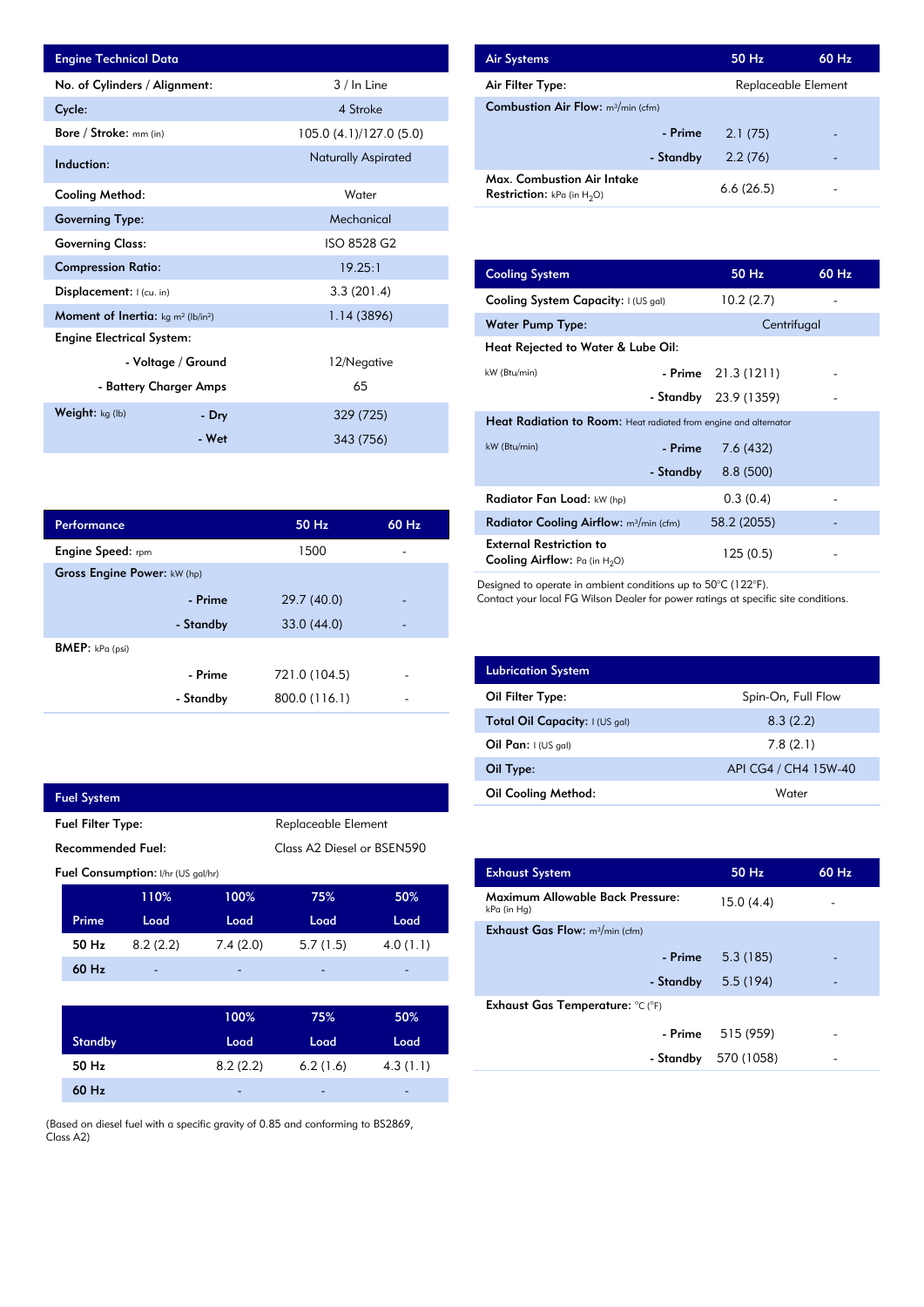| Engine Technical Data | | |
|---|---|---|
| No. of Cylinders / Alignment: | | 3 / In Line |
| Cycle: | | 4 Stroke |
| Bore / Stroke: mm (in) | | 105.0 (4.1)/127.0 (5.0) |
| Induction: | | Naturally Aspirated |
| Cooling Method: | | Water |
| Governing Type: | | Mechanical |
| Governing Class: | | ISO 8528 G2 |
| Compression Ratio: | | 19.25:1 |
| Displacement: l (cu. in) | | 3.3 (201.4) |
| Moment of Inertia: kg m² (lb/in²) | | 1.14 (3896) |
| Engine Electrical System: | | |
| | - Voltage / Ground | 12/Negative |
| | - Battery Charger Amps | 65 |
| Weight: kg (lb) | - Dry | 329 (725) |
| | - Wet | 343 (756) |

| Performance | | 50 Hz | 60 Hz |
|---|---|---|---|
| Engine Speed: rpm | | 1500 | - |
| Gross Engine Power: kW (hp) | | | |
| | - Prime | 29.7 (40.0) | - |
| | - Standby | 33.0 (44.0) | - |
| BMEP: kPa (psi) | | | |
| | - Prime | 721.0 (104.5) | - |
| | - Standby | 800.0 (116.1) | - |

| Fuel System | |
|---|---|
| Fuel Filter Type: | Replaceable Element |
| Recommended Fuel: | Class A2 Diesel or BSEN590 |

Fuel Consumption: l/hr (US gal/hr)

| Prime | 110% Load | 100% Load | 75% Load | 50% Load |
|---|---|---|---|---|
| 50 Hz | 8.2 (2.2) | 7.4 (2.0) | 5.7 (1.5) | 4.0 (1.1) |
| 60 Hz | - | - | - | - |

| Standby | 100% Load | 75% Load | 50% Load |
|---|---|---|---|
| 50 Hz | 8.2 (2.2) | 6.2 (1.6) | 4.3 (1.1) |
| 60 Hz | - | - | - |

(Based on diesel fuel with a specific gravity of 0.85 and conforming to BS2869, Class A2)

| Air Systems | | 50 Hz | 60 Hz |
|---|---|---|---|
| Air Filter Type: | | Replaceable Element | |
| Combustion Air Flow: m³/min (cfm) | | | |
| | - Prime | 2.1 (75) | - |
| | - Standby | 2.2 (76) | - |
| Max. Combustion Air Intake Restriction: kPa (in $H_2O$) | | 6.6 (26.5) | - |

| Cooling System | | 50 Hz | 60 Hz |
|---|---|---|---|
| Cooling System Capacity: l (US gal) | | 10.2 (2.7) | - |
| Water Pump Type: | | Centrifugal | |
| Heat Rejected to Water & Lube Oil: | | | |
| kW (Btu/min) | - Prime | 21.3 (1211) | - |
| | - Standby | 23.9 (1359) | - |
| Heat Radiation to Room: Heat radiated from engine and alternator | | | |
| kW (Btu/min) | - Prime | 7.6 (432) | - |
| | - Standby | 8.8 (500) | - |
| Radiator Fan Load: kW (hp) | | 0.3 (0.4) | - |
| Radiator Cooling Airflow: m³/min (cfm) | | 58.2 (2055) | - |
| External Restriction to Cooling Airflow: Pa (in $H_2O$) | | 125 (0.5) | - |

Designed to operate in ambient conditions up to 50°C (122°F).
Contact your local FG Wilson Dealer for power ratings at specific site conditions.

| Lubrication System | |
|---|---|
| Oil Filter Type: | Spin-On, Full Flow |
| Total Oil Capacity: l (US gal) | 8.3 (2.2) |
| Oil Pan: l (US gal) | 7.8 (2.1) |
| Oil Type: | API CG4 / CH4 15W-40 |
| Oil Cooling Method: | Water |

| Exhaust System | | 50 Hz | 60 Hz |
|---|---|---|---|
| Maximum Allowable Back Pressure: kPa (in Hg) | | 15.0 (4.4) | - |
| Exhaust Gas Flow: m³/min (cfm) | | | |
| | - Prime | 5.3 (185) | - |
| | - Standby | 5.5 (194) | - |
| Exhaust Gas Temperature: °C (°F) | | | |
| | - Prime | 515 (959) | - |
| | - Standby | 570 (1058) | - |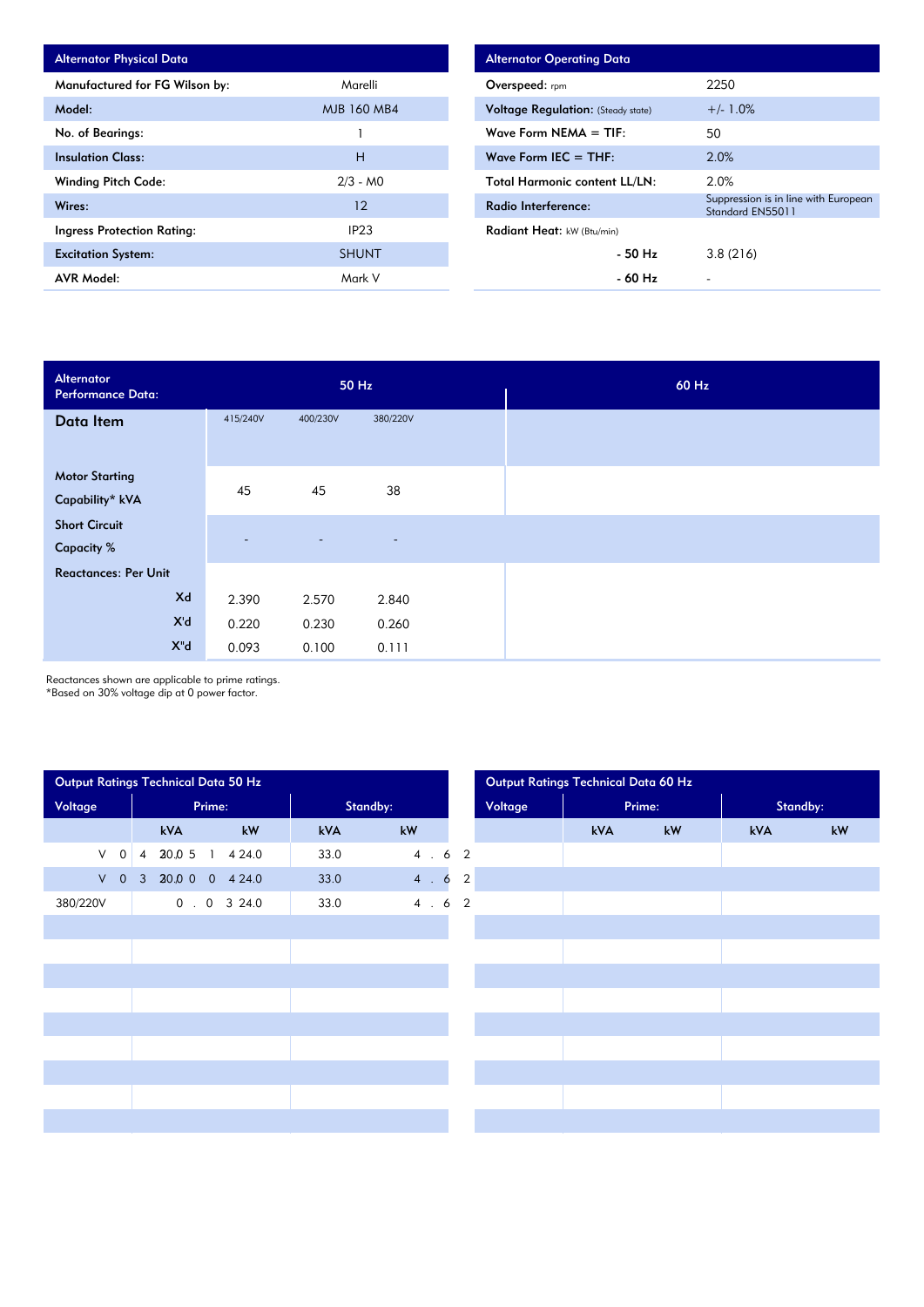| Alternator Physical Data | |
|---|---|
| Manufactured for FG Wilson by: | Marelli |
| Model: | MJB 160 MB4 |
| No. of Bearings: | 1 |
| Insulation Class: | H |
| Winding Pitch Code: | 2/3 - M0 |
| Wires: | 12 |
| Ingress Protection Rating: | IP23 |
| Excitation System: | SHUNT |
| AVR Model: | Mark V |

| Alternator Operating Data | |
|---|---|
| Overspeed: rpm | 2250 |
| Voltage Regulation: (Steady state) | +/- 1.0% |
| Wave Form NEMA = TIF: | 50 |
| Wave Form IEC = THF: | 2.0% |
| Total Harmonic content LL/LN: | 2.0% |
| Radio Interference: | Suppression is in line with European Standard EN55011 |
| Radiant Heat: kW (Btu/min) | |
| - 50 Hz | 3.8 (216) |
| - 60 Hz | - |

| Alternator Performance Data: | 50 Hz | | | 60 Hz |
|---|---|---|---|---|
| Data Item | 415/240V | 400/230V | 380/220V | |
| Motor Starting Capability* kVA | 45 | 45 | 38 | |
| Short Circuit Capacity % | - | - | - | |
| Reactances: Per Unit | | | | |
| Xd | 2.390 | 2.570 | 2.840 | |
| X'd | 0.220 | 0.230 | 0.260 | |
| X"d | 0.093 | 0.100 | 0.111 | |

Reactances shown are applicable to prime ratings.
*Based on 30% voltage dip at 0 power factor.

| Output Ratings Technical Data 50 Hz | | | | |
|---|---|---|---|---|
| Voltage | Prime: | | Standby: | |
| | kVA | kW | kVA | kW |
| V 0 | 4 20.0 5 | 1 4 24.0 | 33.0 | 4 . 6 2 |
| V 0 | 3 20.0 0 | 0 4 24.0 | 33.0 | 4 . 6 2 |
| 380/220V | 0 . 0 | 3 24.0 | 33.0 | 4 . 6 2 |

| Output Ratings Technical Data 60 Hz | | | | |
|---|---|---|---|---|
| Voltage | Prime: | | Standby: | |
| | kVA | kW | kVA | kW |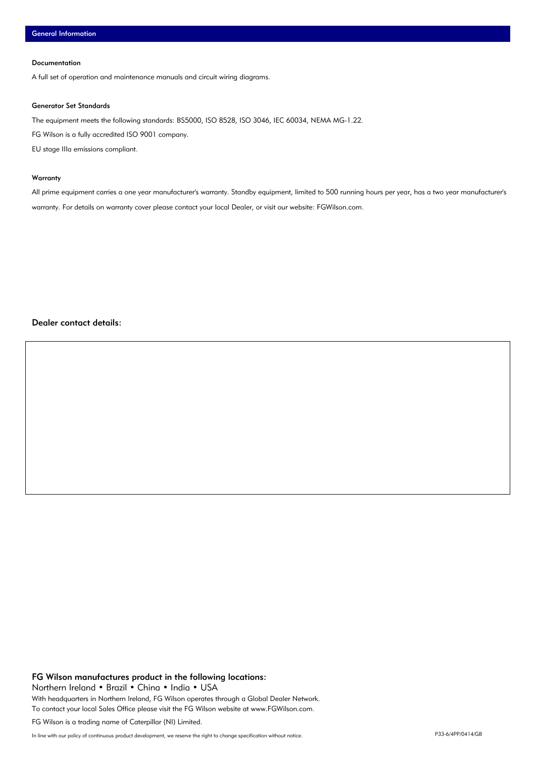## General Information

### Documentation

A full set of operation and maintenance manuals and circuit wiring diagrams.

### Generator Set Standards

The equipment meets the following standards: BS5000, ISO 8528, ISO 3046, IEC 60034, NEMA MG-1.22.

FG Wilson is a fully accredited ISO 9001 company.

EU stage IIIa emissions compliant.

### Warranty

All prime equipment carries a one year manufacturer's warranty. Standby equipment, limited to 500 running hours per year, has a two year manufacturer's warranty. For details on warranty cover please contact your local Dealer, or visit our website: FGWilson.com.

### Dealer contact details:

**FG Wilson manufactures product in the following locations:**

Northern Ireland • Brazil • China • India • USA

With headquarters in Northern Ireland, FG Wilson operates through a Global Dealer Network.
To contact your local Sales Office please visit the FG Wilson website at www.FGWilson.com.

FG Wilson is a trading name of Caterpillar (NI) Limited.

In line with our policy of continuous product development, we reserve the right to change specification without notice.

P33-6/4PP/0414/GB